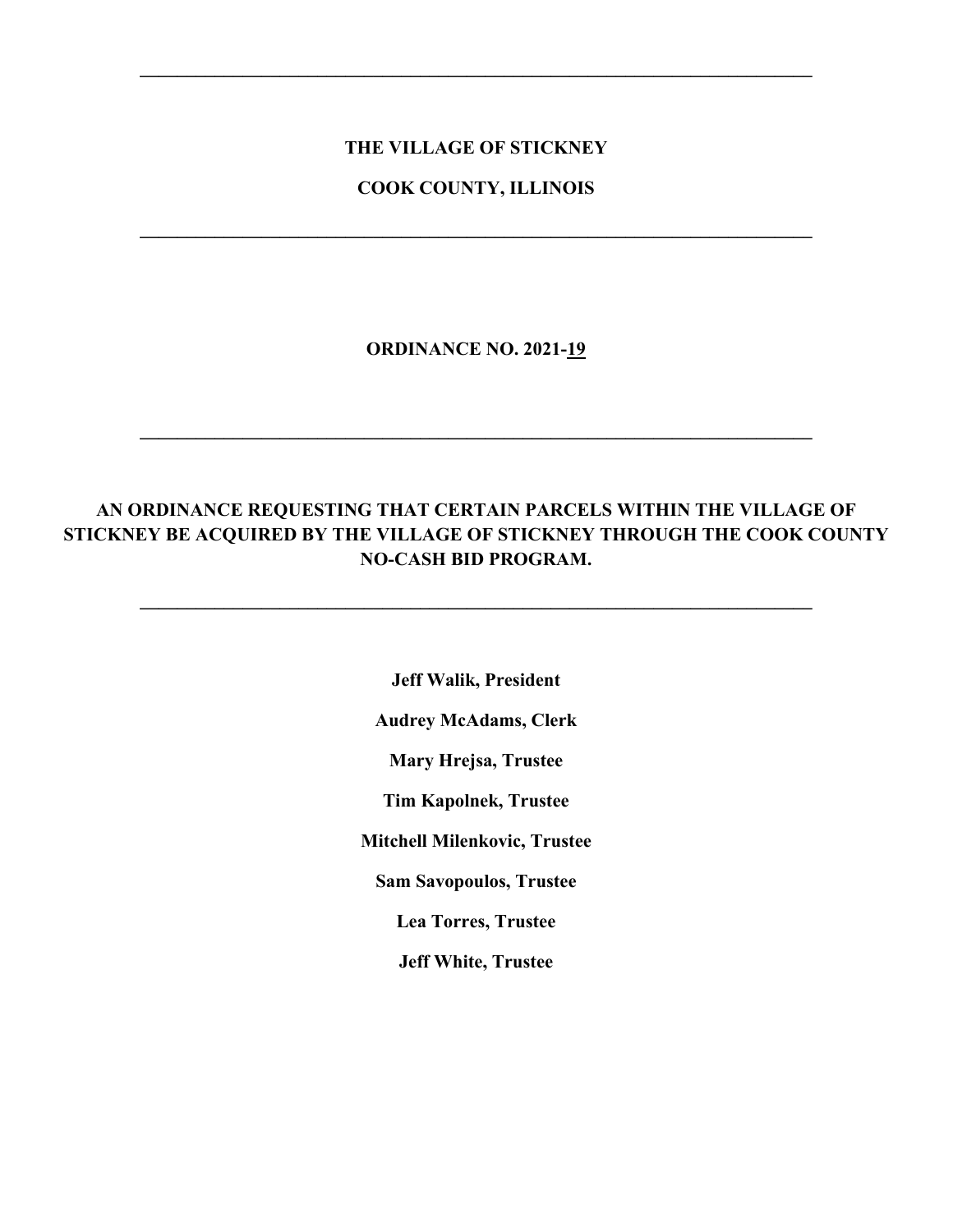---

**THE VILLAGE OF STICKNEY**

**COOK COUNTY, ILLINOIS**

---

**ORDINANCE NO. 2021-19**

---

# AN ORDINANCE REQUESTING THAT CERTAIN PARCELS WITHIN THE VILLAGE OF STICKNEY BE ACQUIRED BY THE VILLAGE OF STICKNEY THROUGH THE COOK COUNTY NO-CASH BID PROGRAM.

---

**Jeff Walik, President**

**Audrey McAdams, Clerk**

**Mary Hrejsa, Trustee**

**Tim Kapolnek, Trustee**

**Mitchell Milenkovic, Trustee**

**Sam Savopoulos, Trustee**

**Lea Torres, Trustee**

**Jeff White, Trustee**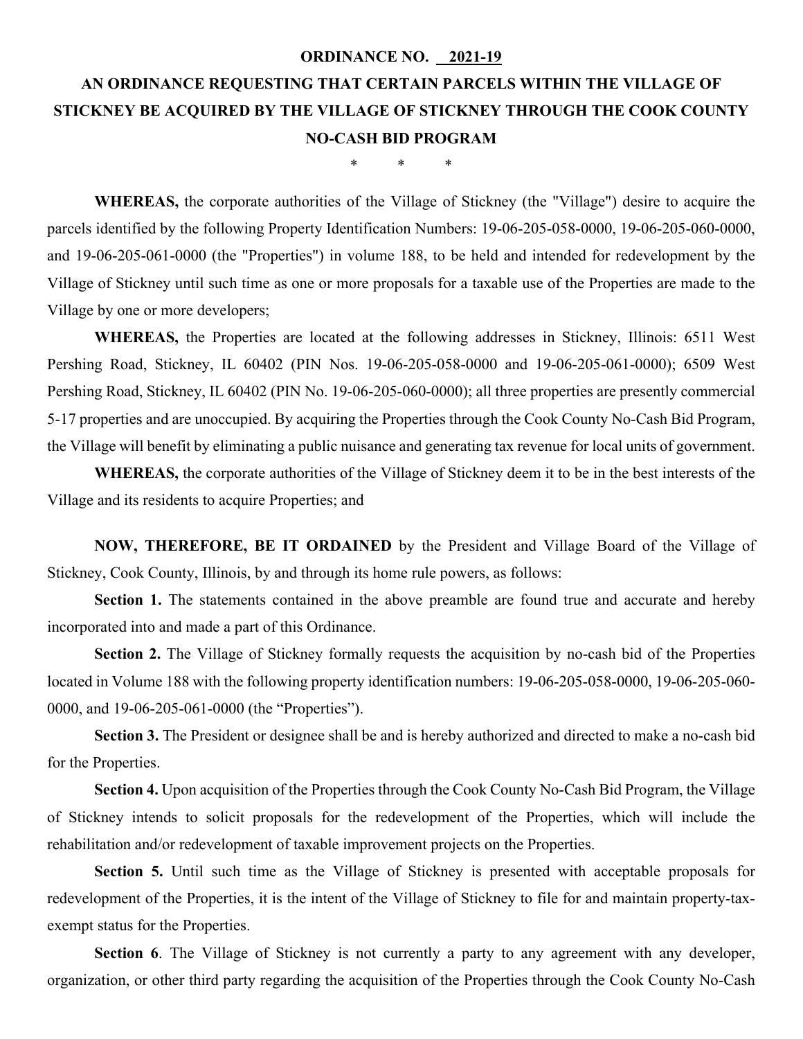**ORDINANCE NO. 2021-19**

# AN ORDINANCE REQUESTING THAT CERTAIN PARCELS WITHIN THE VILLAGE OF STICKNEY BE ACQUIRED BY THE VILLAGE OF STICKNEY THROUGH THE COOK COUNTY NO-CASH BID PROGRAM

\* \* \*

**WHEREAS,** the corporate authorities of the Village of Stickney (the "Village") desire to acquire the parcels identified by the following Property Identification Numbers: 19-06-205-058-0000, 19-06-205-060-0000, and 19-06-205-061-0000 (the "Properties") in volume 188, to be held and intended for redevelopment by the Village of Stickney until such time as one or more proposals for a taxable use of the Properties are made to the Village by one or more developers;

**WHEREAS,** the Properties are located at the following addresses in Stickney, Illinois: 6511 West Pershing Road, Stickney, IL 60402 (PIN Nos. 19-06-205-058-0000 and 19-06-205-061-0000); 6509 West Pershing Road, Stickney, IL 60402 (PIN No. 19-06-205-060-0000); all three properties are presently commercial 5-17 properties and are unoccupied. By acquiring the Properties through the Cook County No-Cash Bid Program, the Village will benefit by eliminating a public nuisance and generating tax revenue for local units of government.

**WHEREAS,** the corporate authorities of the Village of Stickney deem it to be in the best interests of the Village and its residents to acquire Properties; and

**NOW, THEREFORE, BE IT ORDAINED** by the President and Village Board of the Village of Stickney, Cook County, Illinois, by and through its home rule powers, as follows:

**Section 1.** The statements contained in the above preamble are found true and accurate and hereby incorporated into and made a part of this Ordinance.

**Section 2.** The Village of Stickney formally requests the acquisition by no-cash bid of the Properties located in Volume 188 with the following property identification numbers: 19-06-205-058-0000, 19-06-205-060-0000, and 19-06-205-061-0000 (the "Properties").

**Section 3.** The President or designee shall be and is hereby authorized and directed to make a no-cash bid for the Properties.

**Section 4.** Upon acquisition of the Properties through the Cook County No-Cash Bid Program, the Village of Stickney intends to solicit proposals for the redevelopment of the Properties, which will include the rehabilitation and/or redevelopment of taxable improvement projects on the Properties.

**Section 5.** Until such time as the Village of Stickney is presented with acceptable proposals for redevelopment of the Properties, it is the intent of the Village of Stickney to file for and maintain property-tax-exempt status for the Properties.

**Section 6**. The Village of Stickney is not currently a party to any agreement with any developer, organization, or other third party regarding the acquisition of the Properties through the Cook County No-Cash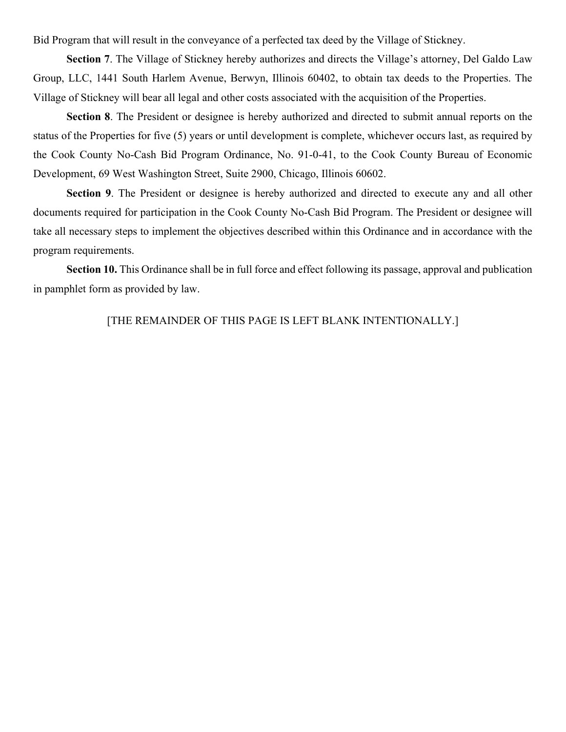Bid Program that will result in the conveyance of a perfected tax deed by the Village of Stickney.

**Section 7**. The Village of Stickney hereby authorizes and directs the Village's attorney, Del Galdo Law Group, LLC, 1441 South Harlem Avenue, Berwyn, Illinois 60402, to obtain tax deeds to the Properties. The Village of Stickney will bear all legal and other costs associated with the acquisition of the Properties.

**Section 8**. The President or designee is hereby authorized and directed to submit annual reports on the status of the Properties for five (5) years or until development is complete, whichever occurs last, as required by the Cook County No-Cash Bid Program Ordinance, No. 91-0-41, to the Cook County Bureau of Economic Development, 69 West Washington Street, Suite 2900, Chicago, Illinois 60602.

**Section 9**. The President or designee is hereby authorized and directed to execute any and all other documents required for participation in the Cook County No-Cash Bid Program. The President or designee will take all necessary steps to implement the objectives described within this Ordinance and in accordance with the program requirements.

**Section 10.** This Ordinance shall be in full force and effect following its passage, approval and publication in pamphlet form as provided by law.

[THE REMAINDER OF THIS PAGE IS LEFT BLANK INTENTIONALLY.]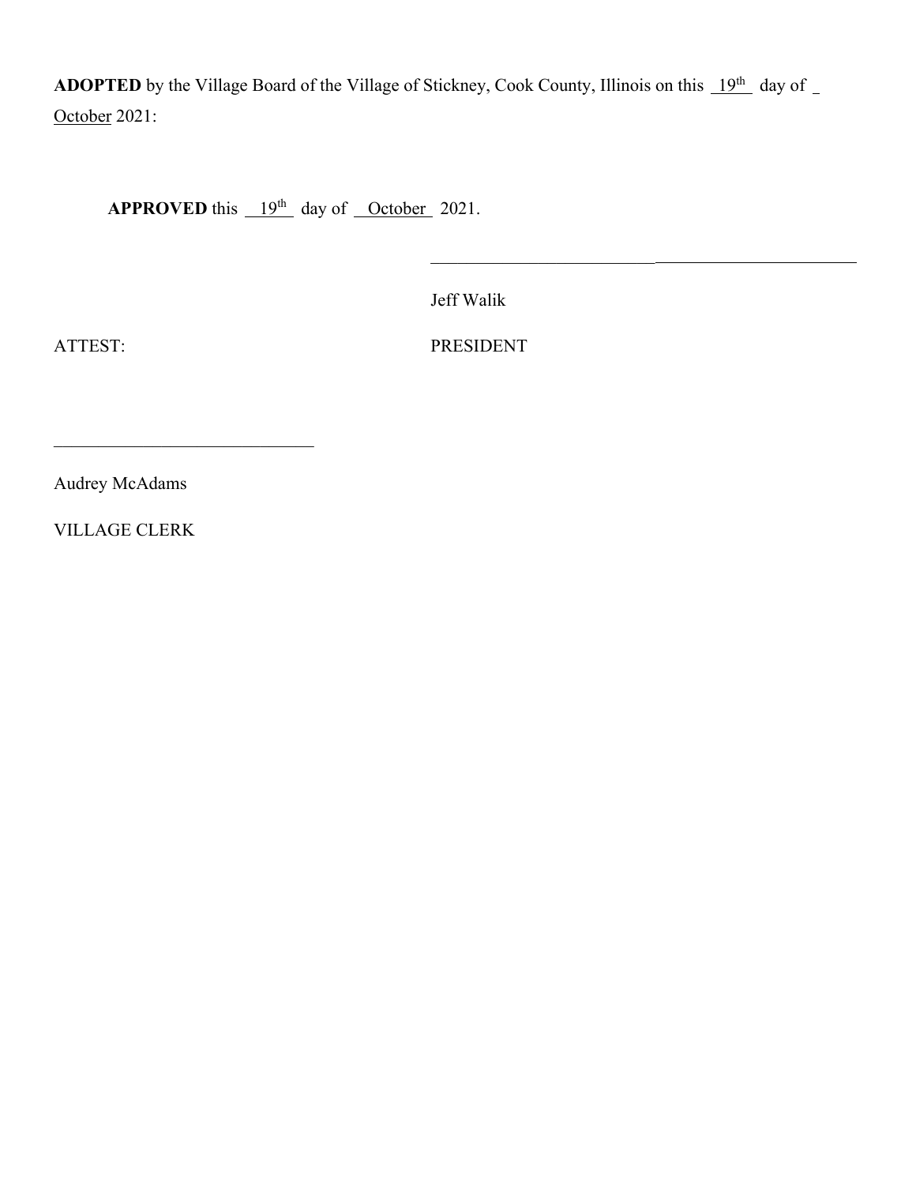**ADOPTED** by the Village Board of the Village of Stickney, Cook County, Illinois on this 19th day of October 2021:

**APPROVED** this 19th day of October 2021.

\_\_\_\_\_\_\_\_\_\_\_\_\_\_\_\_\_\_\_\_\_\_\_\_\_\_\_\_\_\_\_\_\_\_\_\_\_\_\_\_\_\_\_\_

Jeff Walik

PRESIDENT

ATTEST:

\_\_\_\_\_\_\_\_\_\_\_\_\_\_\_\_\_\_\_\_\_\_\_\_\_\_\_\_

Audrey McAdams

VILLAGE CLERK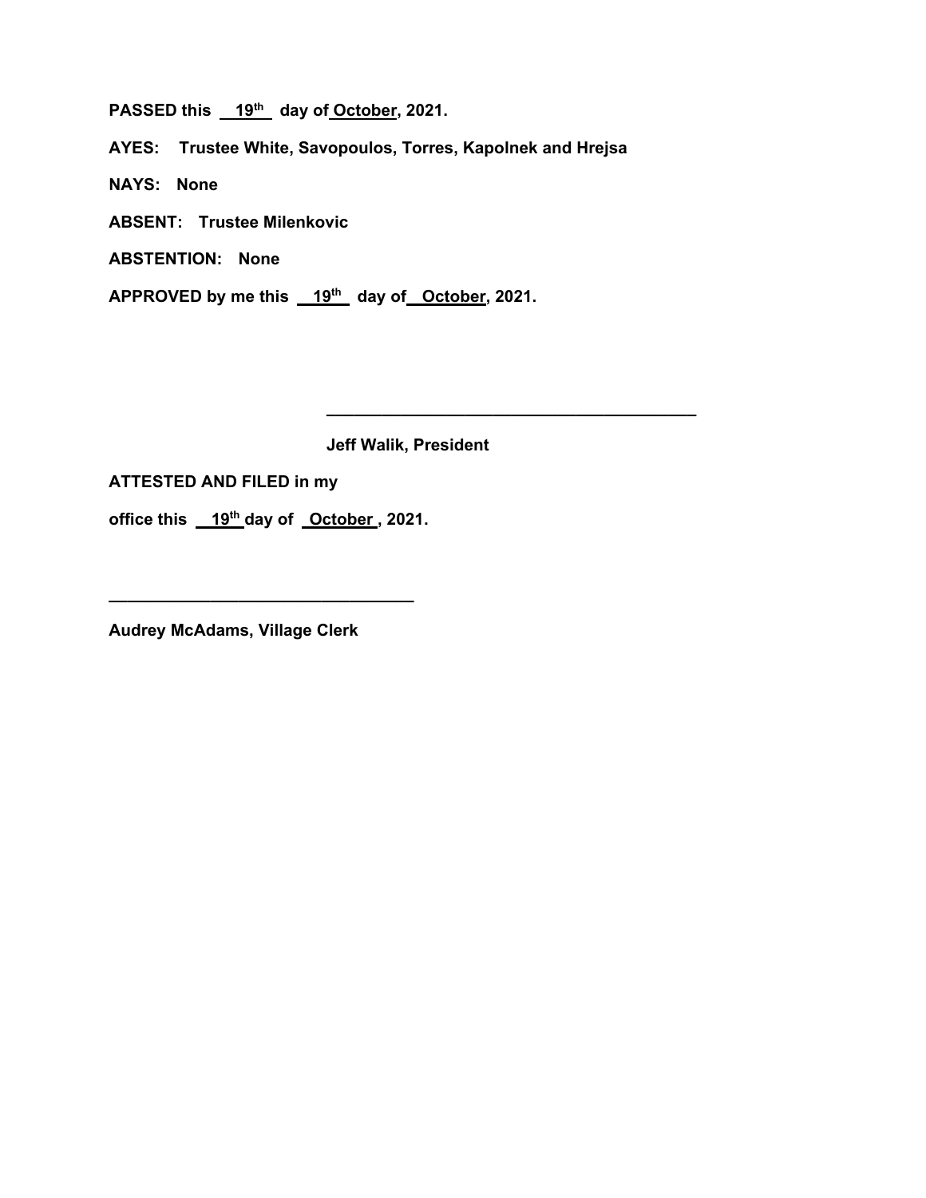**PASSED this 19th day of October, 2021.**

**AYES: Trustee White, Savopoulos, Torres, Kapolnek and Hrejsa**

**NAYS: None**

**ABSENT: Trustee Milenkovic**

**ABSTENTION: None**

**APPROVED by me this 19th day of October, 2021.**

\_\_\_\_\_\_\_\_\_\_\_\_\_\_\_\_\_\_\_\_\_\_\_\_\_\_\_\_\_\_\_\_\_\_\_\_\_\_\_\_

**Jeff Walik, President**

**ATTESTED AND FILED in my**

**office this 19th day of October, 2021.**

\_\_\_\_\_\_\_\_\_\_\_\_\_\_\_\_\_\_\_\_\_\_\_\_\_\_\_\_\_\_\_\_\_\_

**Audrey McAdams, Village Clerk**